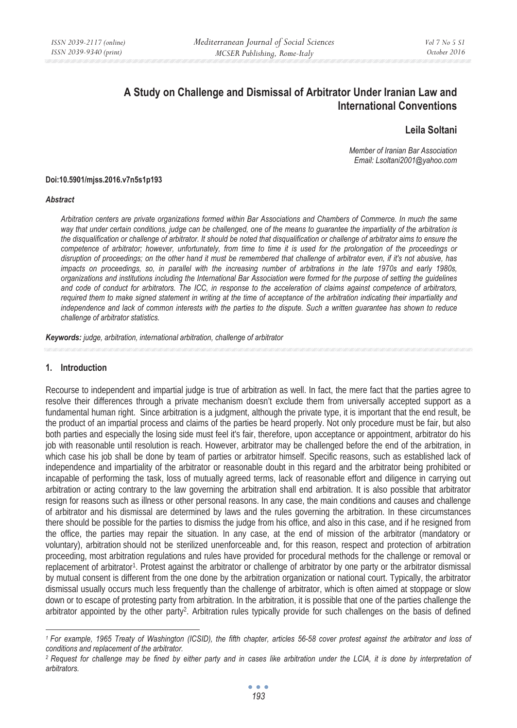# A Study on Challenge and Dismissal of Arbitrator Under Iranian Law and International Conventions

**Leila Soltani**

*Member of Iranian Bar Association*
*Email: Lsoltani2001@yahoo.com*

**Doi:10.5901/mjss.2016.v7n5s1p193**

***Abstract***

*Arbitration centers are private organizations formed within Bar Associations and Chambers of Commerce. In much the same way that under certain conditions, judge can be challenged, one of the means to guarantee the impartiality of the arbitration is the disqualification or challenge of arbitrator. It should be noted that disqualification or challenge of arbitrator aims to ensure the competence of arbitrator; however, unfortunately, from time to time it is used for the prolongation of the proceedings or disruption of proceedings; on the other hand it must be remembered that challenge of arbitrator even, if it's not abusive, has impacts on proceedings, so, in parallel with the increasing number of arbitrations in the late 1970s and early 1980s, organizations and institutions including the International Bar Association were formed for the purpose of setting the guidelines and code of conduct for arbitrators. The ICC, in response to the acceleration of claims against competence of arbitrators, required them to make signed statement in writing at the time of acceptance of the arbitration indicating their impartiality and independence and lack of common interests with the parties to the dispute. Such a written guarantee has shown to reduce challenge of arbitrator statistics.*

***Keywords:** judge, arbitration, international arbitration, challenge of arbitrator*

## 1. Introduction

Recourse to independent and impartial judge is true of arbitration as well. In fact, the mere fact that the parties agree to resolve their differences through a private mechanism doesn't exclude them from universally accepted support as a fundamental human right. Since arbitration is a judgment, although the private type, it is important that the end result, be the product of an impartial process and claims of the parties be heard properly. Not only procedure must be fair, but also both parties and especially the losing side must feel it's fair, therefore, upon acceptance or appointment, arbitrator do his job with reasonable until resolution is reach. However, arbitrator may be challenged before the end of the arbitration, in which case his job shall be done by team of parties or arbitrator himself. Specific reasons, such as established lack of independence and impartiality of the arbitrator or reasonable doubt in this regard and the arbitrator being prohibited or incapable of performing the task, loss of mutually agreed terms, lack of reasonable effort and diligence in carrying out arbitration or acting contrary to the law governing the arbitration shall end arbitration. It is also possible that arbitrator resign for reasons such as illness or other personal reasons. In any case, the main conditions and causes and challenge of arbitrator and his dismissal are determined by laws and the rules governing the arbitration. In these circumstances there should be possible for the parties to dismiss the judge from his office, and also in this case, and if he resigned from the office, the parties may repair the situation. In any case, at the end of mission of the arbitrator (mandatory or voluntary), arbitration should not be sterilized unenforceable and, for this reason, respect and protection of arbitration proceeding, most arbitration regulations and rules have provided for procedural methods for the challenge or removal or replacement of arbitrator[1]. Protest against the arbitrator or challenge of arbitrator by one party or the arbitrator dismissal by mutual consent is different from the one done by the arbitration organization or national court. Typically, the arbitrator dismissal usually occurs much less frequently than the challenge of arbitrator, which is often aimed at stoppage or slow down or to escape of protesting party from arbitration. In the arbitration, it is possible that one of the parties challenge the arbitrator appointed by the other party[2]. Arbitration rules typically provide for such challenges on the basis of defined

---

[1] *For example, 1965 Treaty of Washington (ICSID), the fifth chapter, articles 56-58 cover protest against the arbitrator and loss of conditions and replacement of the arbitrator.*

[2] *Request for challenge may be fined by either party and in cases like arbitration under the LCIA, it is done by interpretation of arbitrators.*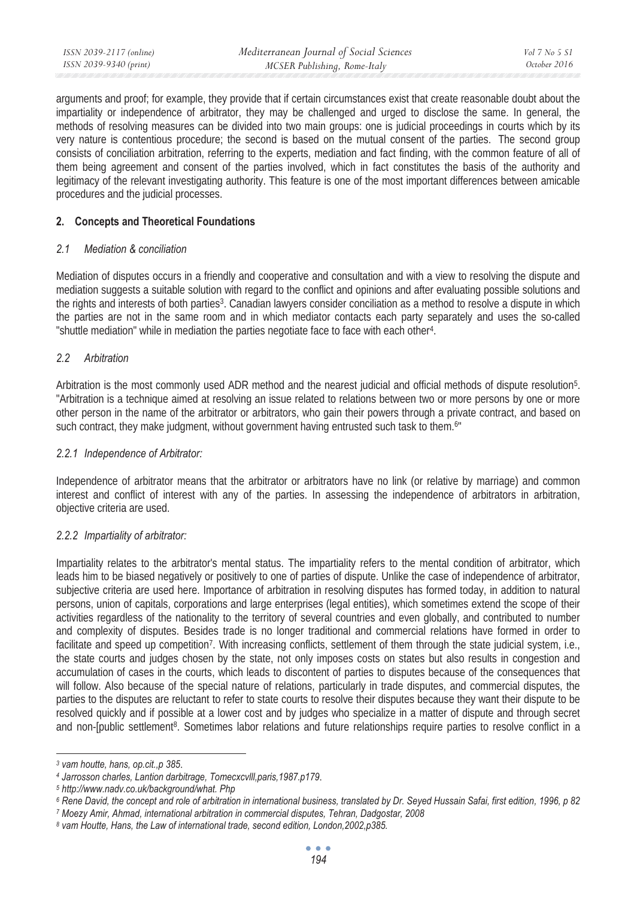arguments and proof; for example, they provide that if certain circumstances exist that create reasonable doubt about the impartiality or independence of arbitrator, they may be challenged and urged to disclose the same. In general, the methods of resolving measures can be divided into two main groups: one is judicial proceedings in courts which by its very nature is contentious procedure; the second is based on the mutual consent of the parties. The second group consists of conciliation arbitration, referring to the experts, mediation and fact finding, with the common feature of all of them being agreement and consent of the parties involved, which in fact constitutes the basis of the authority and legitimacy of the relevant investigating authority. This feature is one of the most important differences between amicable procedures and the judicial processes.

## 2. Concepts and Theoretical Foundations

### *2.1 Mediation & conciliation*

Mediation of disputes occurs in a friendly and cooperative and consultation and with a view to resolving the dispute and mediation suggests a suitable solution with regard to the conflict and opinions and after evaluating possible solutions and the rights and interests of both parties[3]. Canadian lawyers consider conciliation as a method to resolve a dispute in which the parties are not in the same room and in which mediator contacts each party separately and uses the so-called "shuttle mediation" while in mediation the parties negotiate face to face with each other[4].

### *2.2 Arbitration*

Arbitration is the most commonly used ADR method and the nearest judicial and official methods of dispute resolution[5]. "Arbitration is a technique aimed at resolving an issue related to relations between two or more persons by one or more other person in the name of the arbitrator or arbitrators, who gain their powers through a private contract, and based on such contract, they make judgment, without government having entrusted such task to them.[6]"

#### *2.2.1 Independence of Arbitrator:*

Independence of arbitrator means that the arbitrator or arbitrators have no link (or relative by marriage) and common interest and conflict of interest with any of the parties. In assessing the independence of arbitrators in arbitration, objective criteria are used.

#### *2.2.2 Impartiality of arbitrator:*

Impartiality relates to the arbitrator's mental status. The impartiality refers to the mental condition of arbitrator, which leads him to be biased negatively or positively to one of parties of dispute. Unlike the case of independence of arbitrator, subjective criteria are used here. Importance of arbitration in resolving disputes has formed today, in addition to natural persons, union of capitals, corporations and large enterprises (legal entities), which sometimes extend the scope of their activities regardless of the nationality to the territory of several countries and even globally, and contributed to number and complexity of disputes. Besides trade is no longer traditional and commercial relations have formed in order to facilitate and speed up competition[7]. With increasing conflicts, settlement of them through the state judicial system, i.e., the state courts and judges chosen by the state, not only imposes costs on states but also results in congestion and accumulation of cases in the courts, which leads to discontent of parties to disputes because of the consequences that will follow. Also because of the special nature of relations, particularly in trade disputes, and commercial disputes, the parties to the disputes are reluctant to refer to state courts to resolve their disputes because they want their dispute to be resolved quickly and if possible at a lower cost and by judges who specialize in a matter of dispute and through secret and non-[public settlement[8]. Sometimes labor relations and future relationships require parties to resolve conflict in a

---

[3] *vam houtte, hans, op.cit.,p 385.*

[4] *Jarrosson charles, Lantion darbitrage, Tomecxcvlll,paris,1987.p179.*

[5] *http://www.nadv.co.uk/background/what. Php*

[6] *Rene David, the concept and role of arbitration in international business, translated by Dr. Seyed Hussain Safai, first edition, 1996, p 82*

[7] *Moezy Amir, Ahmad, international arbitration in commercial disputes, Tehran, Dadgostar, 2008*

[8] *vam Houtte, Hans, the Law of international trade, second edition, London,2002,p385.*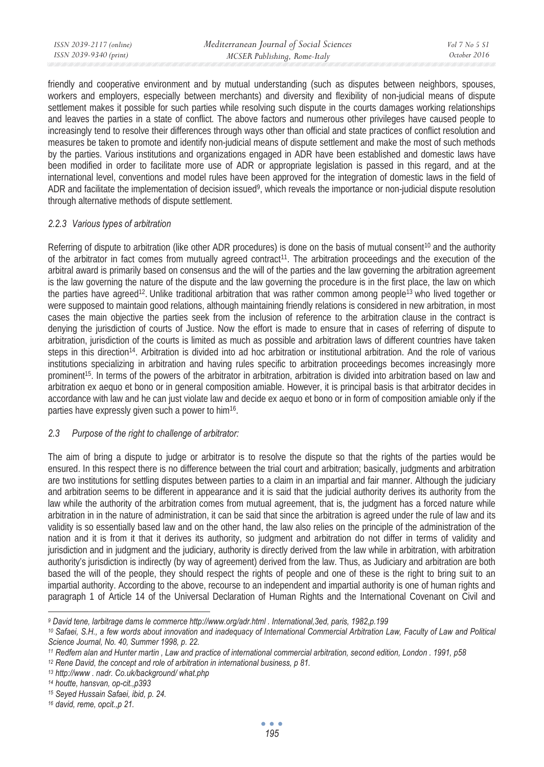friendly and cooperative environment and by mutual understanding (such as disputes between neighbors, spouses, workers and employers, especially between merchants) and diversity and flexibility of non-judicial means of dispute settlement makes it possible for such parties while resolving such dispute in the courts damages working relationships and leaves the parties in a state of conflict. The above factors and numerous other privileges have caused people to increasingly tend to resolve their differences through ways other than official and state practices of conflict resolution and measures be taken to promote and identify non-judicial means of dispute settlement and make the most of such methods by the parties. Various institutions and organizations engaged in ADR have been established and domestic laws have been modified in order to facilitate more use of ADR or appropriate legislation is passed in this regard, and at the international level, conventions and model rules have been approved for the integration of domestic laws in the field of ADR and facilitate the implementation of decision issued[9], which reveals the importance or non-judicial dispute resolution through alternative methods of dispute settlement.

### *2.2.3 Various types of arbitration*

Referring of dispute to arbitration (like other ADR procedures) is done on the basis of mutual consent[10] and the authority of the arbitrator in fact comes from mutually agreed contract[11]. The arbitration proceedings and the execution of the arbitral award is primarily based on consensus and the will of the parties and the law governing the arbitration agreement is the law governing the nature of the dispute and the law governing the procedure is in the first place, the law on which the parties have agreed[12]. Unlike traditional arbitration that was rather common among people[13] who lived together or were supposed to maintain good relations, although maintaining friendly relations is considered in new arbitration, in most cases the main objective the parties seek from the inclusion of reference to the arbitration clause in the contract is denying the jurisdiction of courts of Justice. Now the effort is made to ensure that in cases of referring of dispute to arbitration, jurisdiction of the courts is limited as much as possible and arbitration laws of different countries have taken steps in this direction[14]. Arbitration is divided into ad hoc arbitration or institutional arbitration. And the role of various institutions specializing in arbitration and having rules specific to arbitration proceedings becomes increasingly more prominent[15]. In terms of the powers of the arbitrator in arbitration, arbitration is divided into arbitration based on law and arbitration ex aequo et bono or in general composition amiable. However, it is principal basis is that arbitrator decides in accordance with law and he can just violate law and decide ex aequo et bono or in form of composition amiable only if the parties have expressly given such a power to him[16].

### *2.3 Purpose of the right to challenge of arbitrator:*

The aim of bring a dispute to judge or arbitrator is to resolve the dispute so that the rights of the parties would be ensured. In this respect there is no difference between the trial court and arbitration; basically, judgments and arbitration are two institutions for settling disputes between parties to a claim in an impartial and fair manner. Although the judiciary and arbitration seems to be different in appearance and it is said that the judicial authority derives its authority from the law while the authority of the arbitration comes from mutual agreement, that is, the judgment has a forced nature while arbitration in in the nature of administration, it can be said that since the arbitration is agreed under the rule of law and its validity is so essentially based law and on the other hand, the law also relies on the principle of the administration of the nation and it is from it that it derives its authority, so judgment and arbitration do not differ in terms of validity and jurisdiction and in judgment and the judiciary, authority is directly derived from the law while in arbitration, with arbitration authority's jurisdiction is indirectly (by way of agreement) derived from the law. Thus, as Judiciary and arbitration are both based the will of the people, they should respect the rights of people and one of these is the right to bring suit to an impartial authority. According to the above, recourse to an independent and impartial authority is one of human rights and paragraph 1 of Article 14 of the Universal Declaration of Human Rights and the International Covenant on Civil and

---

[9] *David tene, larbitrage dams le commerce http://www.org/adr.html . International,3ed, paris, 1982,p.199*

[10] *Safaei, S.H., a few words about innovation and inadequacy of International Commercial Arbitration Law, Faculty of Law and Political Science Journal, No. 40, Summer 1998, p. 22.*

[11] *Redfern alan and Hunter martin , Law and practice of international commercial arbitration, second edition, London . 1991, p58*

[12] *Rene David, the concept and role of arbitration in international business, p 81.*

[13] *http://www . nadr. Co.uk/background/ what.php*

[14] *houtte, hansvan, op-cit.,p393*

[15] *Seyed Hussain Safaei, ibid, p. 24.*

[16] *david, reme, opcit.,p 21.*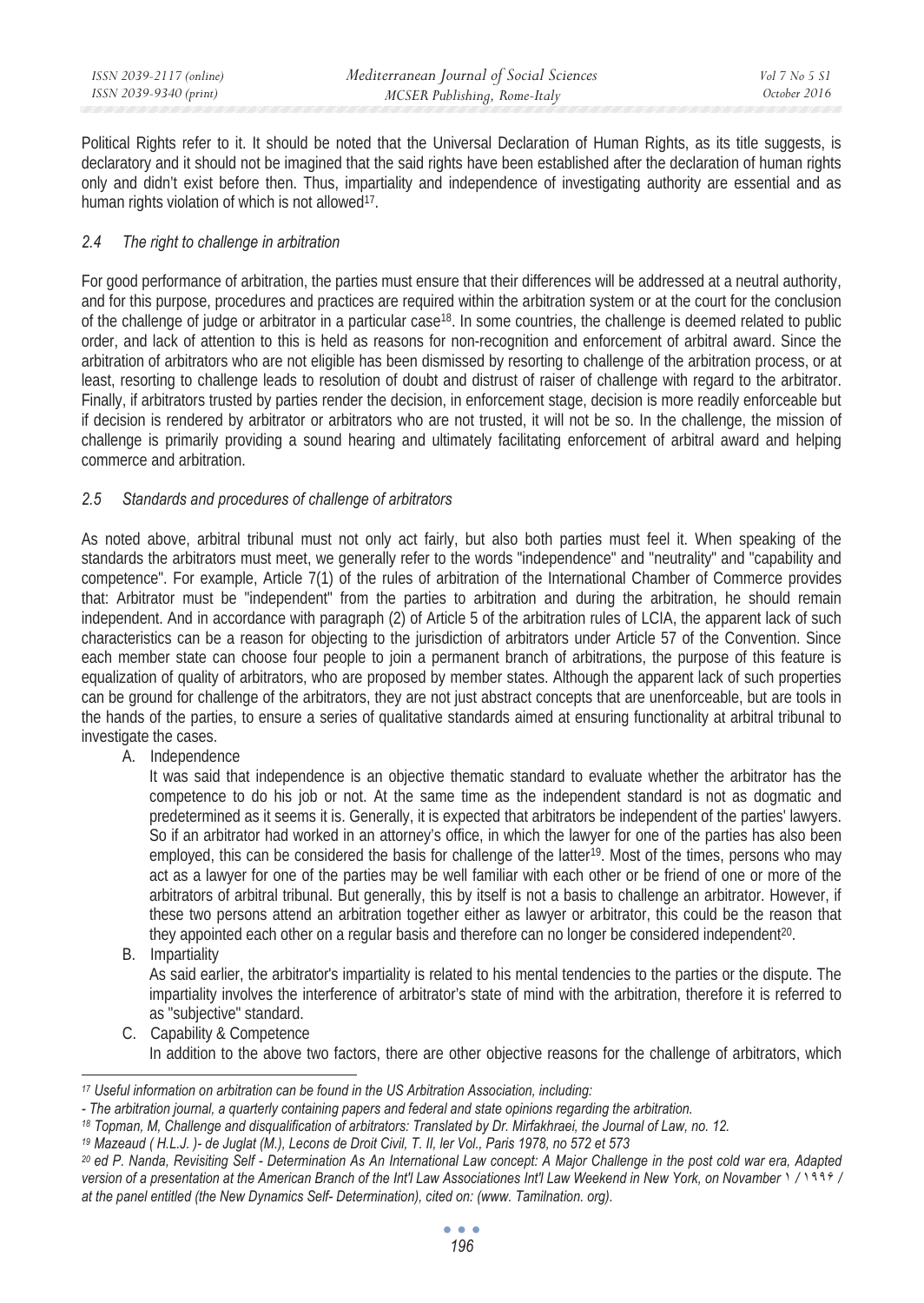Political Rights refer to it. It should be noted that the Universal Declaration of Human Rights, as its title suggests, is declaratory and it should not be imagined that the said rights have been established after the declaration of human rights only and didn't exist before then. Thus, impartiality and independence of investigating authority are essential and as human rights violation of which is not allowed[17].

### 2.4 The right to challenge in arbitration

For good performance of arbitration, the parties must ensure that their differences will be addressed at a neutral authority, and for this purpose, procedures and practices are required within the arbitration system or at the court for the conclusion of the challenge of judge or arbitrator in a particular case[18]. In some countries, the challenge is deemed related to public order, and lack of attention to this is held as reasons for non-recognition and enforcement of arbitral award. Since the arbitration of arbitrators who are not eligible has been dismissed by resorting to challenge of the arbitration process, or at least, resorting to challenge leads to resolution of doubt and distrust of raiser of challenge with regard to the arbitrator. Finally, if arbitrators trusted by parties render the decision, in enforcement stage, decision is more readily enforceable but if decision is rendered by arbitrator or arbitrators who are not trusted, it will not be so. In the challenge, the mission of challenge is primarily providing a sound hearing and ultimately facilitating enforcement of arbitral award and helping commerce and arbitration.

### 2.5 Standards and procedures of challenge of arbitrators

As noted above, arbitral tribunal must not only act fairly, but also both parties must feel it. When speaking of the standards the arbitrators must meet, we generally refer to the words "independence" and "neutrality" and "capability and competence". For example, Article 7(1) of the rules of arbitration of the International Chamber of Commerce provides that: Arbitrator must be "independent" from the parties to arbitration and during the arbitration, he should remain independent. And in accordance with paragraph (2) of Article 5 of the arbitration rules of LCIA, the apparent lack of such characteristics can be a reason for objecting to the jurisdiction of arbitrators under Article 57 of the Convention. Since each member state can choose four people to join a permanent branch of arbitrations, the purpose of this feature is equalization of quality of arbitrators, who are proposed by member states. Although the apparent lack of such properties can be ground for challenge of the arbitrators, they are not just abstract concepts that are unenforceable, but are tools in the hands of the parties, to ensure a series of qualitative standards aimed at ensuring functionality at arbitral tribunal to investigate the cases.

A. Independence

It was said that independence is an objective thematic standard to evaluate whether the arbitrator has the competence to do his job or not. At the same time as the independent standard is not as dogmatic and predetermined as it seems it is. Generally, it is expected that arbitrators be independent of the parties' lawyers. So if an arbitrator had worked in an attorney's office, in which the lawyer for one of the parties has also been employed, this can be considered the basis for challenge of the latter[19]. Most of the times, persons who may act as a lawyer for one of the parties may be well familiar with each other or be friend of one or more of the arbitrators of arbitral tribunal. But generally, this by itself is not a basis to challenge an arbitrator. However, if these two persons attend an arbitration together either as lawyer or arbitrator, this could be the reason that they appointed each other on a regular basis and therefore can no longer be considered independent[20].

B. Impartiality

As said earlier, the arbitrator's impartiality is related to his mental tendencies to the parties or the dispute. The impartiality involves the interference of arbitrator's state of mind with the arbitration, therefore it is referred to as "subjective" standard.

C. Capability & Competence

In addition to the above two factors, there are other objective reasons for the challenge of arbitrators, which

---

[17] Useful information on arbitration can be found in the US Arbitration Association, including:

- The arbitration journal, a quarterly containing papers and federal and state opinions regarding the arbitration.

[18] Topman, M, Challenge and disqualification of arbitrators: Translated by Dr. Mirfakhraei, the Journal of Law, no. 12.

[19] Mazeaud ( H.L.J. )- de Juglat (M.), Lecons de Droit Civil, T. II, ler Vol., Paris 1978, no 572 et 573

[20] ed P. Nanda, Revisiting Self - Determination As An International Law concept: A Major Challenge in the post cold war era, Adapted version of a presentation at the American Branch of the Int'l Law Associationes Int'l Law Weekend in New York, on Novamber ١ / ١٩٩۶ / at the panel entitled (the New Dynamics Self- Determination), cited on: (www. Tamilnation. org).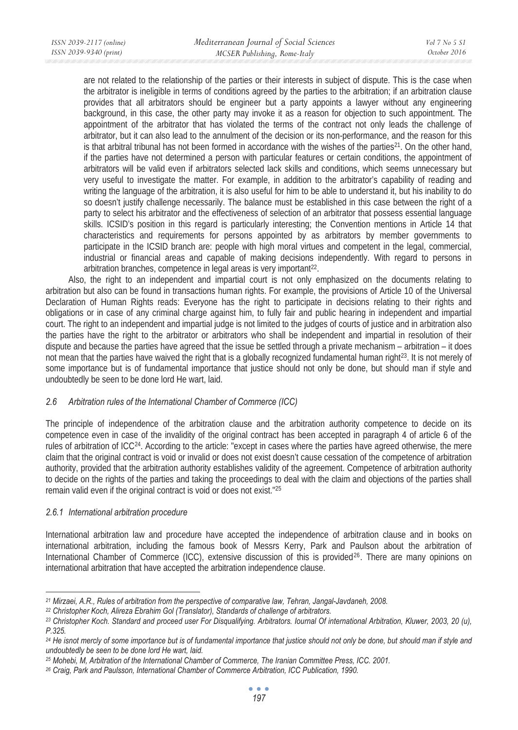are not related to the relationship of the parties or their interests in subject of dispute. This is the case when the arbitrator is ineligible in terms of conditions agreed by the parties to the arbitration; if an arbitration clause provides that all arbitrators should be engineer but a party appoints a lawyer without any engineering background, in this case, the other party may invoke it as a reason for objection to such appointment. The appointment of the arbitrator that has violated the terms of the contract not only leads the challenge of arbitrator, but it can also lead to the annulment of the decision or its non-performance, and the reason for this is that arbitral tribunal has not been formed in accordance with the wishes of the parties[21]. On the other hand, if the parties have not determined a person with particular features or certain conditions, the appointment of arbitrators will be valid even if arbitrators selected lack skills and conditions, which seems unnecessary but very useful to investigate the matter. For example, in addition to the arbitrator's capability of reading and writing the language of the arbitration, it is also useful for him to be able to understand it, but his inability to do so doesn't justify challenge necessarily. The balance must be established in this case between the right of a party to select his arbitrator and the effectiveness of selection of an arbitrator that possess essential language skills. ICSID's position in this regard is particularly interesting; the Convention mentions in Article 14 that characteristics and requirements for persons appointed by member governments to participate in the ICSID branch are: people with high moral virtues and competent in the legal, commercial, industrial or financial areas and capable of making decisions independently. With regard to persons in arbitration branches, competence in legal areas is very important[22].

Also, the right to an independent and impartial court is not only emphasized on the documents relating to arbitration but also can be found in transactions human rights. For example, the provisions of Article 10 of the Universal Declaration of Human Rights reads: Everyone has the right to participate in decisions relating to their rights and obligations or in case of any criminal charge against him, to fully fair and public hearing in independent and impartial court. The right to an independent and impartial judge is not limited to the judges of courts of justice and in arbitration also the parties have the right to the arbitrator or arbitrators who shall be independent and impartial in resolution of their dispute and because the parties have agreed that the issue be settled through a private mechanism – arbitration – it does not mean that the parties have waived the right that is a globally recognized fundamental human right[23]. It is not merely of some importance but is of fundamental importance that justice should not only be done, but should man if style and undoubtedly be seen to be done lord He wart, laid.

### *2.6 Arbitration rules of the International Chamber of Commerce (ICC)*

The principle of independence of the arbitration clause and the arbitration authority competence to decide on its competence even in case of the invalidity of the original contract has been accepted in paragraph 4 of article 6 of the rules of arbitration of ICC[24]. According to the article: "except in cases where the parties have agreed otherwise, the mere claim that the original contract is void or invalid or does not exist doesn't cause cessation of the competence of arbitration authority, provided that the arbitration authority establishes validity of the agreement. Competence of arbitration authority to decide on the rights of the parties and taking the proceedings to deal with the claim and objections of the parties shall remain valid even if the original contract is void or does not exist."[25]

#### *2.6.1 International arbitration procedure*

International arbitration law and procedure have accepted the independence of arbitration clause and in books on international arbitration, including the famous book of Messrs Kerry, Park and Paulson about the arbitration of International Chamber of Commerce (ICC), extensive discussion of this is provided[26]. There are many opinions on international arbitration that have accepted the arbitration independence clause.

---

[21] *Mirzaei, A.R., Rules of arbitration from the perspective of comparative law, Tehran, Jangal-Javdaneh, 2008.*

[22] *Christopher Koch, Alireza Ebrahim Gol (Translator), Standards of challenge of arbitrators.*

[23] *Christopher Koch. Standard and proceed user For Disqualifying. Arbitrators. Iournal Of international Arbitration, Kluwer, 2003, 20 (u), P.325.*

[24] *He isnot mercly of some importance but is of fundamental importance that justice should not only be done, but should man if style and undoubtedly be seen to be done lord He wart, laid.*

[25] *Mohebi, M, Arbitration of the International Chamber of Commerce, The Iranian Committee Press, ICC. 2001.*

[26] *Craig, Park and Paulsson, International Chamber of Commerce Arbitration, ICC Publication, 1990.*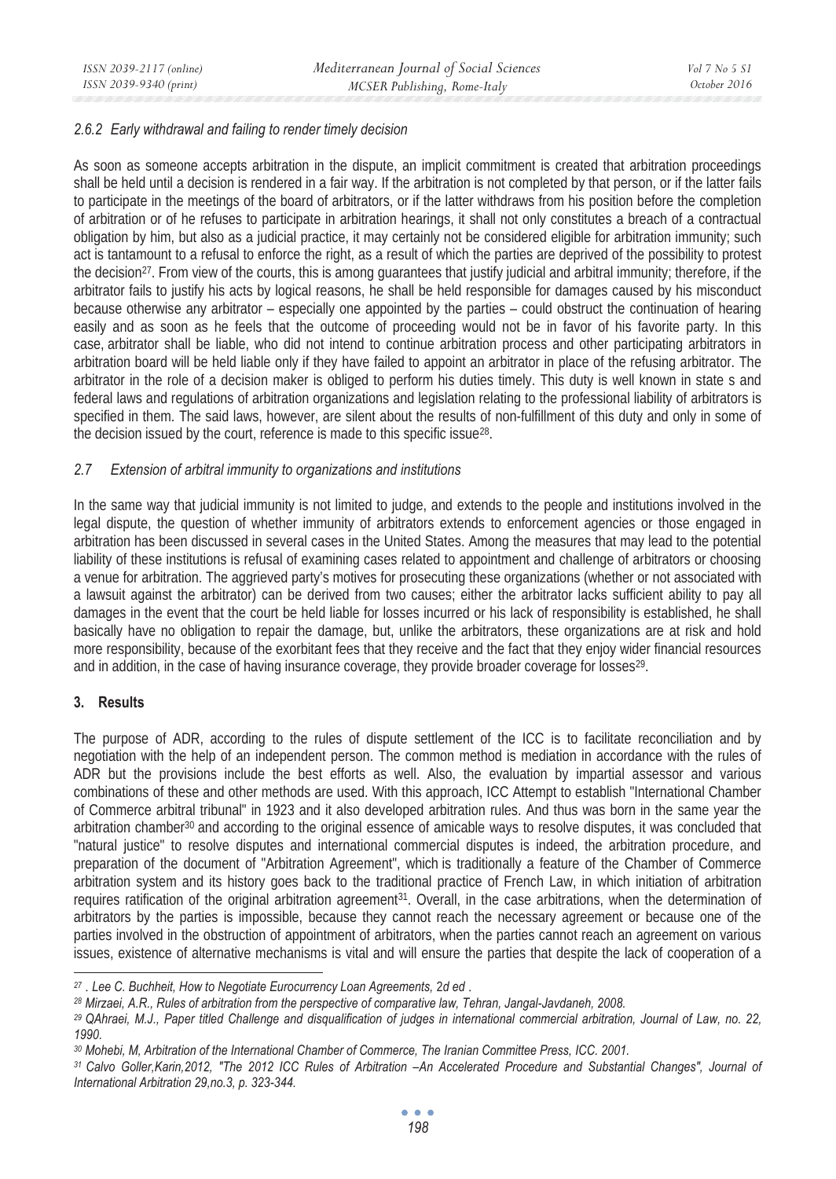#### *2.6.2 Early withdrawal and failing to render timely decision*

As soon as someone accepts arbitration in the dispute, an implicit commitment is created that arbitration proceedings shall be held until a decision is rendered in a fair way. If the arbitration is not completed by that person, or if the latter fails to participate in the meetings of the board of arbitrators, or if the latter withdraws from his position before the completion of arbitration or of he refuses to participate in arbitration hearings, it shall not only constitutes a breach of a contractual obligation by him, but also as a judicial practice, it may certainly not be considered eligible for arbitration immunity; such act is tantamount to a refusal to enforce the right, as a result of which the parties are deprived of the possibility to protest the decision[27]. From view of the courts, this is among guarantees that justify judicial and arbitral immunity; therefore, if the arbitrator fails to justify his acts by logical reasons, he shall be held responsible for damages caused by his misconduct because otherwise any arbitrator – especially one appointed by the parties – could obstruct the continuation of hearing easily and as soon as he feels that the outcome of proceeding would not be in favor of his favorite party. In this case, arbitrator shall be liable, who did not intend to continue arbitration process and other participating arbitrators in arbitration board will be held liable only if they have failed to appoint an arbitrator in place of the refusing arbitrator. The arbitrator in the role of a decision maker is obliged to perform his duties timely. This duty is well known in state s and federal laws and regulations of arbitration organizations and legislation relating to the professional liability of arbitrators is specified in them. The said laws, however, are silent about the results of non-fulfillment of this duty and only in some of the decision issued by the court, reference is made to this specific issue[28].

### *2.7 Extension of arbitral immunity to organizations and institutions*

In the same way that judicial immunity is not limited to judge, and extends to the people and institutions involved in the legal dispute, the question of whether immunity of arbitrators extends to enforcement agencies or those engaged in arbitration has been discussed in several cases in the United States. Among the measures that may lead to the potential liability of these institutions is refusal of examining cases related to appointment and challenge of arbitrators or choosing a venue for arbitration. The aggrieved party's motives for prosecuting these organizations (whether or not associated with a lawsuit against the arbitrator) can be derived from two causes; either the arbitrator lacks sufficient ability to pay all damages in the event that the court be held liable for losses incurred or his lack of responsibility is established, he shall basically have no obligation to repair the damage, but, unlike the arbitrators, these organizations are at risk and hold more responsibility, because of the exorbitant fees that they receive and the fact that they enjoy wider financial resources and in addition, in the case of having insurance coverage, they provide broader coverage for losses[29].

## **3. Results**

The purpose of ADR, according to the rules of dispute settlement of the ICC is to facilitate reconciliation and by negotiation with the help of an independent person. The common method is mediation in accordance with the rules of ADR but the provisions include the best efforts as well. Also, the evaluation by impartial assessor and various combinations of these and other methods are used. With this approach, ICC Attempt to establish "International Chamber of Commerce arbitral tribunal" in 1923 and it also developed arbitration rules. And thus was born in the same year the arbitration chamber[30] and according to the original essence of amicable ways to resolve disputes, it was concluded that "natural justice" to resolve disputes and international commercial disputes is indeed, the arbitration procedure, and preparation of the document of "Arbitration Agreement", which is traditionally a feature of the Chamber of Commerce arbitration system and its history goes back to the traditional practice of French Law, in which initiation of arbitration requires ratification of the original arbitration agreement[31]. Overall, in the case arbitrations, when the determination of arbitrators by the parties is impossible, because they cannot reach the necessary agreement or because one of the parties involved in the obstruction of appointment of arbitrators, when the parties cannot reach an agreement on various issues, existence of alternative mechanisms is vital and will ensure the parties that despite the lack of cooperation of a

---

*27 . Lee C. Buchheit, How to Negotiate Eurocurrency Loan Agreements, 2d ed .*

*28 Mirzaei, A.R., Rules of arbitration from the perspective of comparative law, Tehran, Jangal-Javdaneh, 2008.*

*29 QAhraei, M.J., Paper titled Challenge and disqualification of judges in international commercial arbitration, Journal of Law, no. 22, 1990.*

*30 Mohebi, M, Arbitration of the International Chamber of Commerce, The Iranian Committee Press, ICC. 2001.*

*31 Calvo Goller,Karin,2012, "The 2012 ICC Rules of Arbitration –An Accelerated Procedure and Substantial Changes", Journal of International Arbitration 29,no.3, p. 323-344.*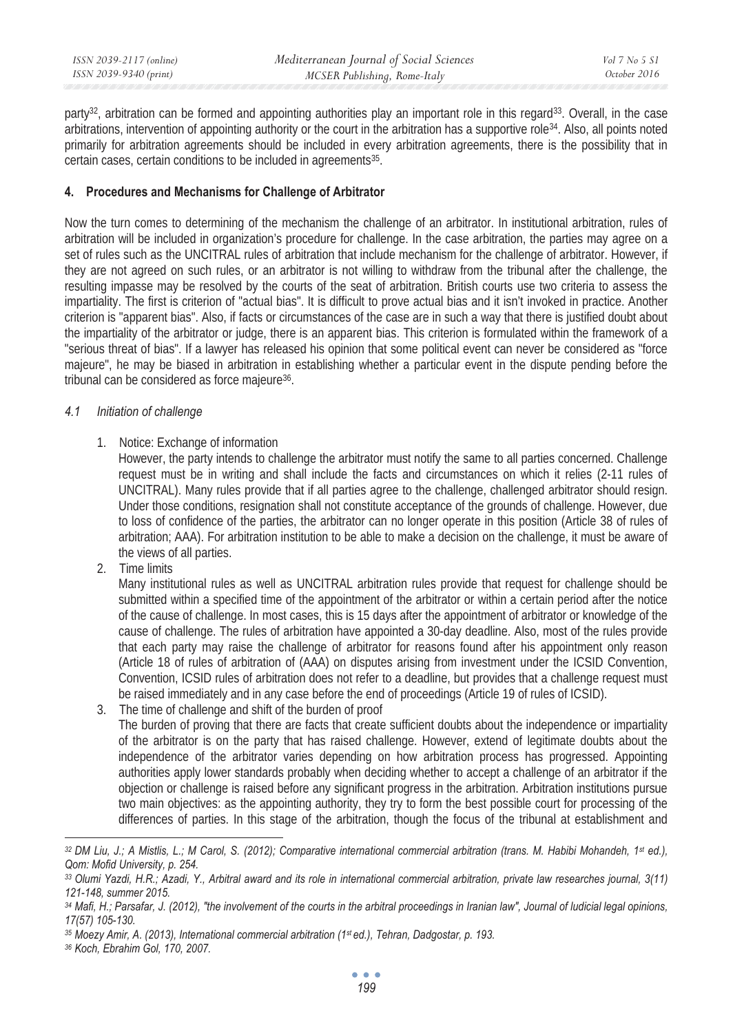party[32], arbitration can be formed and appointing authorities play an important role in this regard[33]. Overall, in the case arbitrations, intervention of appointing authority or the court in the arbitration has a supportive role[34]. Also, all points noted primarily for arbitration agreements should be included in every arbitration agreements, there is the possibility that in certain cases, certain conditions to be included in agreements[35].

## 4. Procedures and Mechanisms for Challenge of Arbitrator

Now the turn comes to determining of the mechanism the challenge of an arbitrator. In institutional arbitration, rules of arbitration will be included in organization's procedure for challenge. In the case arbitration, the parties may agree on a set of rules such as the UNCITRAL rules of arbitration that include mechanism for the challenge of arbitrator. However, if they are not agreed on such rules, or an arbitrator is not willing to withdraw from the tribunal after the challenge, the resulting impasse may be resolved by the courts of the seat of arbitration. British courts use two criteria to assess the impartiality. The first is criterion of "actual bias". It is difficult to prove actual bias and it isn't invoked in practice. Another criterion is "apparent bias". Also, if facts or circumstances of the case are in such a way that there is justified doubt about the impartiality of the arbitrator or judge, there is an apparent bias. This criterion is formulated within the framework of a "serious threat of bias". If a lawyer has released his opinion that some political event can never be considered as "force majeure", he may be biased in arbitration in establishing whether a particular event in the dispute pending before the tribunal can be considered as force majeure[36].

### *4.1 Initiation of challenge*

1. Notice: Exchange of information

   However, the party intends to challenge the arbitrator must notify the same to all parties concerned. Challenge request must be in writing and shall include the facts and circumstances on which it relies (2-11 rules of UNCITRAL). Many rules provide that if all parties agree to the challenge, challenged arbitrator should resign. Under those conditions, resignation shall not constitute acceptance of the grounds of challenge. However, due to loss of confidence of the parties, the arbitrator can no longer operate in this position (Article 38 of rules of arbitration; AAA). For arbitration institution to be able to make a decision on the challenge, it must be aware of the views of all parties.

2. Time limits

   Many institutional rules as well as UNCITRAL arbitration rules provide that request for challenge should be submitted within a specified time of the appointment of the arbitrator or within a certain period after the notice of the cause of challenge. In most cases, this is 15 days after the appointment of arbitrator or knowledge of the cause of challenge. The rules of arbitration have appointed a 30-day deadline. Also, most of the rules provide that each party may raise the challenge of arbitrator for reasons found after his appointment only reason (Article 18 of rules of arbitration of (AAA) on disputes arising from investment under the ICSID Convention, Convention, ICSID rules of arbitration does not refer to a deadline, but provides that a challenge request must be raised immediately and in any case before the end of proceedings (Article 19 of rules of ICSID).

3. The time of challenge and shift of the burden of proof

   The burden of proving that there are facts that create sufficient doubts about the independence or impartiality of the arbitrator is on the party that has raised challenge. However, extend of legitimate doubts about the independence of the arbitrator varies depending on how arbitration process has progressed. Appointing authorities apply lower standards probably when deciding whether to accept a challenge of an arbitrator if the objection or challenge is raised before any significant progress in the arbitration. Arbitration institutions pursue two main objectives: as the appointing authority, they try to form the best possible court for processing of the differences of parties. In this stage of the arbitration, though the focus of the tribunal at establishment and

---

[32] *DM Liu, J.; A Mistlis, L.; M Carol, S. (2012); Comparative international commercial arbitration (trans. M. Habibi Mohandeh, 1st ed.), Qom: Mofid University, p. 254.*

[33] *Olumi Yazdi, H.R.; Azadi, Y., Arbitral award and its role in international commercial arbitration, private law researches journal, 3(11) 121-148, summer 2015.*

[34] *Mafi, H.; Parsafar, J. (2012), "the involvement of the courts in the arbitral proceedings in Iranian law", Journal of ludicial legal opinions, 17(57) 105-130.*

[35] *Moezy Amir, A. (2013), International commercial arbitration (1st ed.), Tehran, Dadgostar, p. 193.*

[36] *Koch, Ebrahim Gol, 170, 2007.*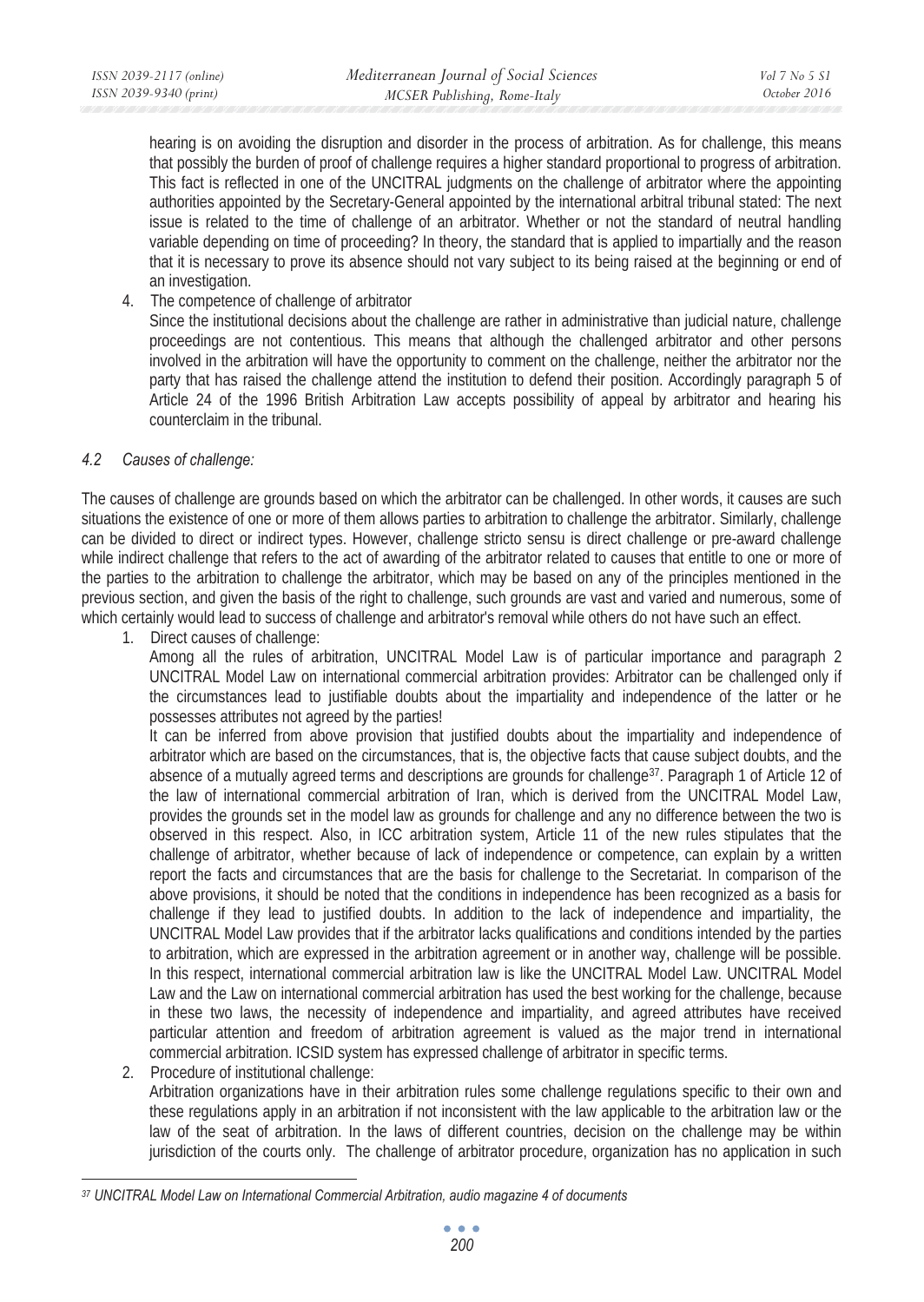hearing is on avoiding the disruption and disorder in the process of arbitration. As for challenge, this means that possibly the burden of proof of challenge requires a higher standard proportional to progress of arbitration. This fact is reflected in one of the UNCITRAL judgments on the challenge of arbitrator where the appointing authorities appointed by the Secretary-General appointed by the international arbitral tribunal stated: The next issue is related to the time of challenge of an arbitrator. Whether or not the standard of neutral handling variable depending on time of proceeding? In theory, the standard that is applied to impartially and the reason that it is necessary to prove its absence should not vary subject to its being raised at the beginning or end of an investigation.

4. The competence of challenge of arbitrator

   Since the institutional decisions about the challenge are rather in administrative than judicial nature, challenge proceedings are not contentious. This means that although the challenged arbitrator and other persons involved in the arbitration will have the opportunity to comment on the challenge, neither the arbitrator nor the party that has raised the challenge attend the institution to defend their position. Accordingly paragraph 5 of Article 24 of the 1996 British Arbitration Law accepts possibility of appeal by arbitrator and hearing his counterclaim in the tribunal.

### *4.2 Causes of challenge:*

The causes of challenge are grounds based on which the arbitrator can be challenged. In other words, it causes are such situations the existence of one or more of them allows parties to arbitration to challenge the arbitrator. Similarly, challenge can be divided to direct or indirect types. However, challenge stricto sensu is direct challenge or pre-award challenge while indirect challenge that refers to the act of awarding of the arbitrator related to causes that entitle to one or more of the parties to the arbitration to challenge the arbitrator, which may be based on any of the principles mentioned in the previous section, and given the basis of the right to challenge, such grounds are vast and varied and numerous, some of which certainly would lead to success of challenge and arbitrator's removal while others do not have such an effect.

1. Direct causes of challenge:

   Among all the rules of arbitration, UNCITRAL Model Law is of particular importance and paragraph 2 UNCITRAL Model Law on international commercial arbitration provides: Arbitrator can be challenged only if the circumstances lead to justifiable doubts about the impartiality and independence of the latter or he possesses attributes not agreed by the parties!

   It can be inferred from above provision that justified doubts about the impartiality and independence of arbitrator which are based on the circumstances, that is, the objective facts that cause subject doubts, and the absence of a mutually agreed terms and descriptions are grounds for challenge[37]. Paragraph 1 of Article 12 of the law of international commercial arbitration of Iran, which is derived from the UNCITRAL Model Law, provides the grounds set in the model law as grounds for challenge and any no difference between the two is observed in this respect. Also, in ICC arbitration system, Article 11 of the new rules stipulates that the challenge of arbitrator, whether because of lack of independence or competence, can explain by a written report the facts and circumstances that are the basis for challenge to the Secretariat. In comparison of the above provisions, it should be noted that the conditions in independence has been recognized as a basis for challenge if they lead to justified doubts. In addition to the lack of independence and impartiality, the UNCITRAL Model Law provides that if the arbitrator lacks qualifications and conditions intended by the parties to arbitration, which are expressed in the arbitration agreement or in another way, challenge will be possible. In this respect, international commercial arbitration law is like the UNCITRAL Model Law. UNCITRAL Model Law and the Law on international commercial arbitration has used the best working for the challenge, because in these two laws, the necessity of independence and impartiality, and agreed attributes have received particular attention and freedom of arbitration agreement is valued as the major trend in international commercial arbitration. ICSID system has expressed challenge of arbitrator in specific terms.

2. Procedure of institutional challenge:

   Arbitration organizations have in their arbitration rules some challenge regulations specific to their own and these regulations apply in an arbitration if not inconsistent with the law applicable to the arbitration law or the law of the seat of arbitration. In the laws of different countries, decision on the challenge may be within jurisdiction of the courts only. The challenge of arbitrator procedure, organization has no application in such

---

[37] *UNCITRAL Model Law on International Commercial Arbitration, audio magazine 4 of documents*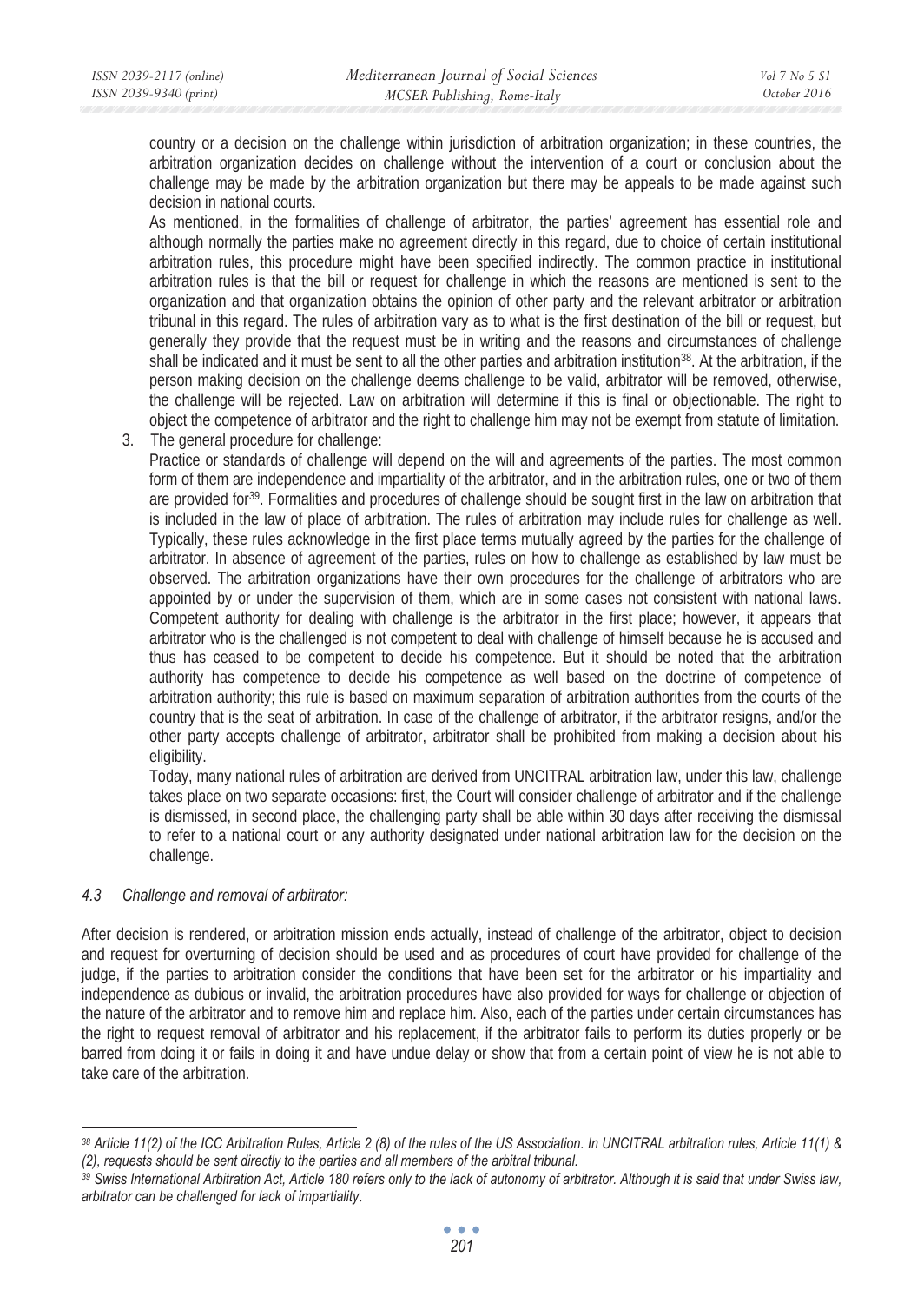country or a decision on the challenge within jurisdiction of arbitration organization; in these countries, the arbitration organization decides on challenge without the intervention of a court or conclusion about the challenge may be made by the arbitration organization but there may be appeals to be made against such decision in national courts.

As mentioned, in the formalities of challenge of arbitrator, the parties' agreement has essential role and although normally the parties make no agreement directly in this regard, due to choice of certain institutional arbitration rules, this procedure might have been specified indirectly. The common practice in institutional arbitration rules is that the bill or request for challenge in which the reasons are mentioned is sent to the organization and that organization obtains the opinion of other party and the relevant arbitrator or arbitration tribunal in this regard. The rules of arbitration vary as to what is the first destination of the bill or request, but generally they provide that the request must be in writing and the reasons and circumstances of challenge shall be indicated and it must be sent to all the other parties and arbitration institution[38]. At the arbitration, if the person making decision on the challenge deems challenge to be valid, arbitrator will be removed, otherwise, the challenge will be rejected. Law on arbitration will determine if this is final or objectionable. The right to object the competence of arbitrator and the right to challenge him may not be exempt from statute of limitation.

3. The general procedure for challenge:

   Practice or standards of challenge will depend on the will and agreements of the parties. The most common form of them are independence and impartiality of the arbitrator, and in the arbitration rules, one or two of them are provided for[39]. Formalities and procedures of challenge should be sought first in the law on arbitration that is included in the law of place of arbitration. The rules of arbitration may include rules for challenge as well. Typically, these rules acknowledge in the first place terms mutually agreed by the parties for the challenge of arbitrator. In absence of agreement of the parties, rules on how to challenge as established by law must be observed. The arbitration organizations have their own procedures for the challenge of arbitrators who are appointed by or under the supervision of them, which are in some cases not consistent with national laws. Competent authority for dealing with challenge is the arbitrator in the first place; however, it appears that arbitrator who is the challenged is not competent to deal with challenge of himself because he is accused and thus has ceased to be competent to decide his competence. But it should be noted that the arbitration authority has competence to decide his competence as well based on the doctrine of competence of arbitration authority; this rule is based on maximum separation of arbitration authorities from the courts of the country that is the seat of arbitration. In case of the challenge of arbitrator, if the arbitrator resigns, and/or the other party accepts challenge of arbitrator, arbitrator shall be prohibited from making a decision about his eligibility.

   Today, many national rules of arbitration are derived from UNCITRAL arbitration law, under this law, challenge takes place on two separate occasions: first, the Court will consider challenge of arbitrator and if the challenge is dismissed, in second place, the challenging party shall be able within 30 days after receiving the dismissal to refer to a national court or any authority designated under national arbitration law for the decision on the challenge.

### *4.3 Challenge and removal of arbitrator:*

After decision is rendered, or arbitration mission ends actually, instead of challenge of the arbitrator, object to decision and request for overturning of decision should be used and as procedures of court have provided for challenge of the judge, if the parties to arbitration consider the conditions that have been set for the arbitrator or his impartiality and independence as dubious or invalid, the arbitration procedures have also provided for ways for challenge or objection of the nature of the arbitrator and to remove him and replace him. Also, each of the parties under certain circumstances has the right to request removal of arbitrator and his replacement, if the arbitrator fails to perform its duties properly or be barred from doing it or fails in doing it and have undue delay or show that from a certain point of view he is not able to take care of the arbitration.

---

*[38] Article 11(2) of the ICC Arbitration Rules, Article 2 (8) of the rules of the US Association. In UNCITRAL arbitration rules, Article 11(1) & (2), requests should be sent directly to the parties and all members of the arbitral tribunal.*

*[39] Swiss International Arbitration Act, Article 180 refers only to the lack of autonomy of arbitrator. Although it is said that under Swiss law, arbitrator can be challenged for lack of impartiality.*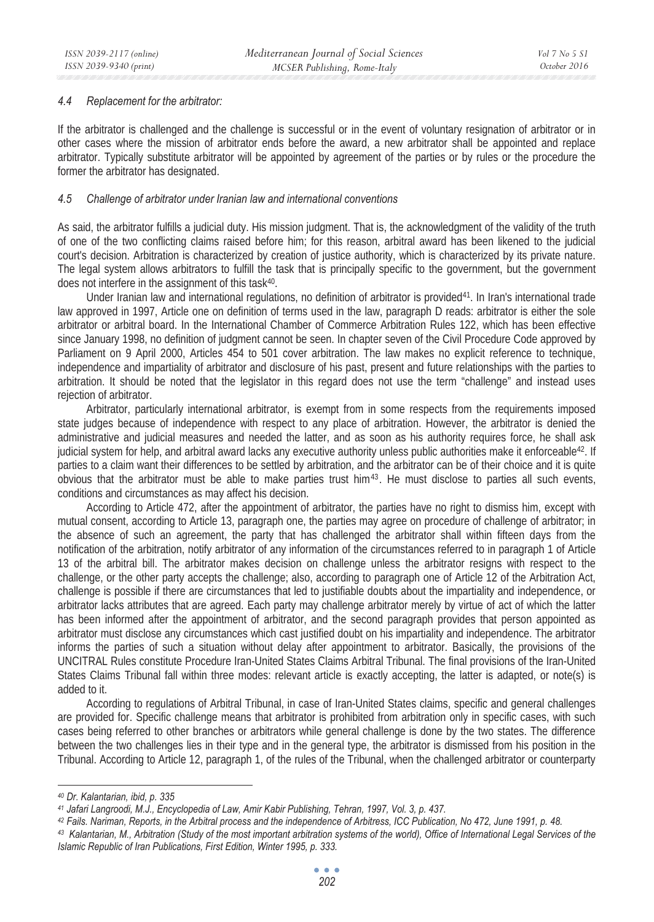#### *4.4 Replacement for the arbitrator:*

If the arbitrator is challenged and the challenge is successful or in the event of voluntary resignation of arbitrator or in other cases where the mission of arbitrator ends before the award, a new arbitrator shall be appointed and replace arbitrator. Typically substitute arbitrator will be appointed by agreement of the parties or by rules or the procedure the former the arbitrator has designated.

#### *4.5 Challenge of arbitrator under Iranian law and international conventions*

As said, the arbitrator fulfills a judicial duty. His mission judgment. That is, the acknowledgment of the validity of the truth of one of the two conflicting claims raised before him; for this reason, arbitral award has been likened to the judicial court's decision. Arbitration is characterized by creation of justice authority, which is characterized by its private nature. The legal system allows arbitrators to fulfill the task that is principally specific to the government, but the government does not interfere in the assignment of this task[40].

Under Iranian law and international regulations, no definition of arbitrator is provided[41]. In Iran's international trade law approved in 1997, Article one on definition of terms used in the law, paragraph D reads: arbitrator is either the sole arbitrator or arbitral board. In the International Chamber of Commerce Arbitration Rules 122, which has been effective since January 1998, no definition of judgment cannot be seen. In chapter seven of the Civil Procedure Code approved by Parliament on 9 April 2000, Articles 454 to 501 cover arbitration. The law makes no explicit reference to technique, independence and impartiality of arbitrator and disclosure of his past, present and future relationships with the parties to arbitration. It should be noted that the legislator in this regard does not use the term "challenge" and instead uses rejection of arbitrator.

Arbitrator, particularly international arbitrator, is exempt from in some respects from the requirements imposed state judges because of independence with respect to any place of arbitration. However, the arbitrator is denied the administrative and judicial measures and needed the latter, and as soon as his authority requires force, he shall ask judicial system for help, and arbitral award lacks any executive authority unless public authorities make it enforceable[42]. If parties to a claim want their differences to be settled by arbitration, and the arbitrator can be of their choice and it is quite obvious that the arbitrator must be able to make parties trust him[43]. He must disclose to parties all such events, conditions and circumstances as may affect his decision.

According to Article 472, after the appointment of arbitrator, the parties have no right to dismiss him, except with mutual consent, according to Article 13, paragraph one, the parties may agree on procedure of challenge of arbitrator; in the absence of such an agreement, the party that has challenged the arbitrator shall within fifteen days from the notification of the arbitration, notify arbitrator of any information of the circumstances referred to in paragraph 1 of Article 13 of the arbitral bill. The arbitrator makes decision on challenge unless the arbitrator resigns with respect to the challenge, or the other party accepts the challenge; also, according to paragraph one of Article 12 of the Arbitration Act, challenge is possible if there are circumstances that led to justifiable doubts about the impartiality and independence, or arbitrator lacks attributes that are agreed. Each party may challenge arbitrator merely by virtue of act of which the latter has been informed after the appointment of arbitrator, and the second paragraph provides that person appointed as arbitrator must disclose any circumstances which cast justified doubt on his impartiality and independence. The arbitrator informs the parties of such a situation without delay after appointment to arbitrator. Basically, the provisions of the UNCITRAL Rules constitute Procedure Iran-United States Claims Arbitral Tribunal. The final provisions of the Iran-United States Claims Tribunal fall within three modes: relevant article is exactly accepting, the latter is adapted, or note(s) is added to it.

According to regulations of Arbitral Tribunal, in case of Iran-United States claims, specific and general challenges are provided for. Specific challenge means that arbitrator is prohibited from arbitration only in specific cases, with such cases being referred to other branches or arbitrators while general challenge is done by the two states. The difference between the two challenges lies in their type and in the general type, the arbitrator is dismissed from his position in the Tribunal. According to Article 12, paragraph 1, of the rules of the Tribunal, when the challenged arbitrator or counterparty

---

*[40] Dr. Kalantarian, ibid, p. 335*

*[41] Jafari Langroodi, M.J., Encyclopedia of Law, Amir Kabir Publishing, Tehran, 1997, Vol. 3, p. 437.*

*[42] Fails. Nariman, Reports, in the Arbitral process and the independence of Arbitress, ICC Publication, No 472, June 1991, p. 48.*

*[43] Kalantarian, M., Arbitration (Study of the most important arbitration systems of the world), Office of International Legal Services of the Islamic Republic of Iran Publications, First Edition, Winter 1995, p. 333.*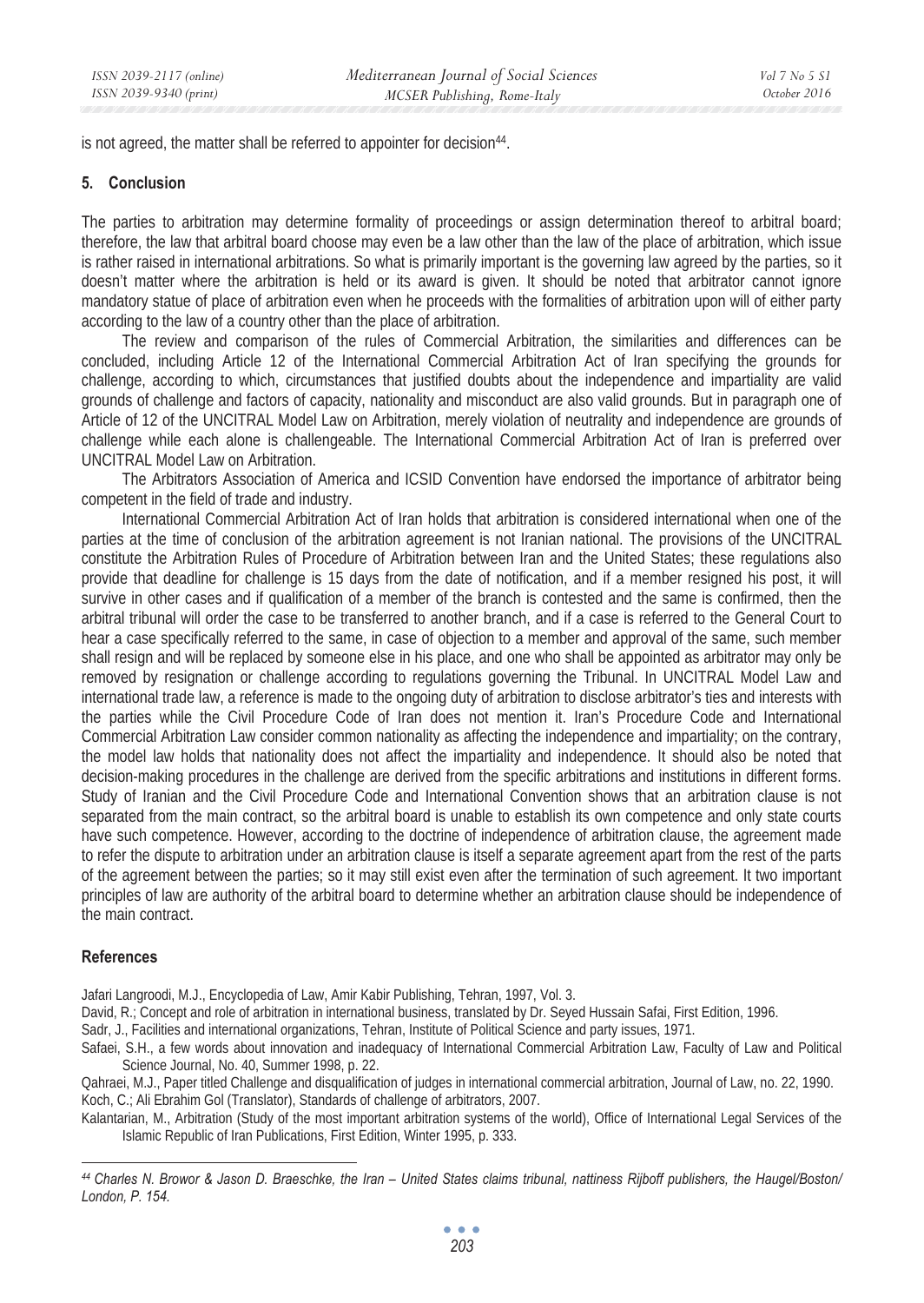is not agreed, the matter shall be referred to appointer for decision[44].

## 5. Conclusion

The parties to arbitration may determine formality of proceedings or assign determination thereof to arbitral board; therefore, the law that arbitral board choose may even be a law other than the law of the place of arbitration, which issue is rather raised in international arbitrations. So what is primarily important is the governing law agreed by the parties, so it doesn't matter where the arbitration is held or its award is given. It should be noted that arbitrator cannot ignore mandatory statue of place of arbitration even when he proceeds with the formalities of arbitration upon will of either party according to the law of a country other than the place of arbitration.

The review and comparison of the rules of Commercial Arbitration, the similarities and differences can be concluded, including Article 12 of the International Commercial Arbitration Act of Iran specifying the grounds for challenge, according to which, circumstances that justified doubts about the independence and impartiality are valid grounds of challenge and factors of capacity, nationality and misconduct are also valid grounds. But in paragraph one of Article of 12 of the UNCITRAL Model Law on Arbitration, merely violation of neutrality and independence are grounds of challenge while each alone is challengeable. The International Commercial Arbitration Act of Iran is preferred over UNCITRAL Model Law on Arbitration.

The Arbitrators Association of America and ICSID Convention have endorsed the importance of arbitrator being competent in the field of trade and industry.

International Commercial Arbitration Act of Iran holds that arbitration is considered international when one of the parties at the time of conclusion of the arbitration agreement is not Iranian national. The provisions of the UNCITRAL constitute the Arbitration Rules of Procedure of Arbitration between Iran and the United States; these regulations also provide that deadline for challenge is 15 days from the date of notification, and if a member resigned his post, it will survive in other cases and if qualification of a member of the branch is contested and the same is confirmed, then the arbitral tribunal will order the case to be transferred to another branch, and if a case is referred to the General Court to hear a case specifically referred to the same, in case of objection to a member and approval of the same, such member shall resign and will be replaced by someone else in his place, and one who shall be appointed as arbitrator may only be removed by resignation or challenge according to regulations governing the Tribunal. In UNCITRAL Model Law and international trade law, a reference is made to the ongoing duty of arbitration to disclose arbitrator's ties and interests with the parties while the Civil Procedure Code of Iran does not mention it. Iran's Procedure Code and International Commercial Arbitration Law consider common nationality as affecting the independence and impartiality; on the contrary, the model law holds that nationality does not affect the impartiality and independence. It should also be noted that decision-making procedures in the challenge are derived from the specific arbitrations and institutions in different forms. Study of Iranian and the Civil Procedure Code and International Convention shows that an arbitration clause is not separated from the main contract, so the arbitral board is unable to establish its own competence and only state courts have such competence. However, according to the doctrine of independence of arbitration clause, the agreement made to refer the dispute to arbitration under an arbitration clause is itself a separate agreement apart from the rest of the parts of the agreement between the parties; so it may still exist even after the termination of such agreement. It two important principles of law are authority of the arbitral board to determine whether an arbitration clause should be independence of the main contract.

## References

Jafari Langroodi, M.J., Encyclopedia of Law, Amir Kabir Publishing, Tehran, 1997, Vol. 3.

David, R.; Concept and role of arbitration in international business, translated by Dr. Seyed Hussain Safai, First Edition, 1996.

Sadr, J., Facilities and international organizations, Tehran, Institute of Political Science and party issues, 1971.

Safaei, S.H., a few words about innovation and inadequacy of International Commercial Arbitration Law, Faculty of Law and Political Science Journal, No. 40, Summer 1998, p. 22.

Qahraei, M.J., Paper titled Challenge and disqualification of judges in international commercial arbitration, Journal of Law, no. 22, 1990.

Koch, C.; Ali Ebrahim Gol (Translator), Standards of challenge of arbitrators, 2007.

Kalantarian, M., Arbitration (Study of the most important arbitration systems of the world), Office of International Legal Services of the Islamic Republic of Iran Publications, First Edition, Winter 1995, p. 333.

---

[44] *Charles N. Browor & Jason D. Braeschke, the Iran – United States claims tribunal, nattiness Rijboff publishers, the Haugel/Boston/ London, P. 154.*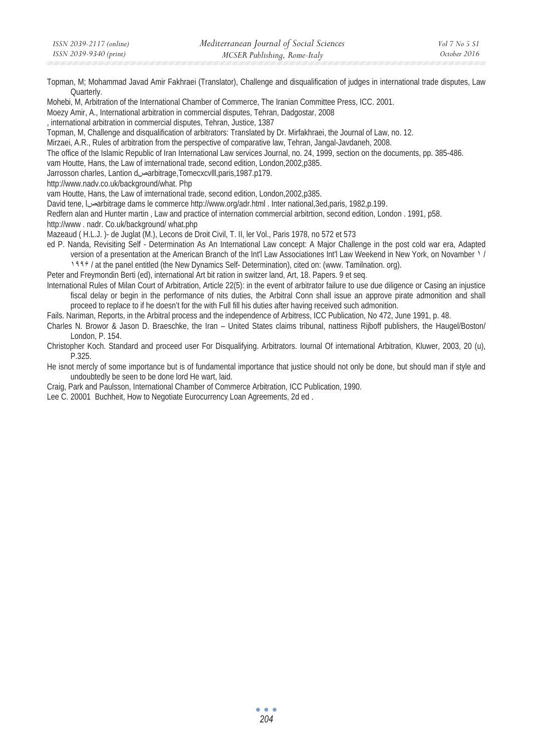Topman, M; Mohammad Javad Amir Fakhraei (Translator), Challenge and disqualification of judges in international trade disputes, Law Quarterly.

Mohebi, M, Arbitration of the International Chamber of Commerce, The Iranian Committee Press, ICC. 2001.

Moezy Amir, A., International arbitration in commercial disputes, Tehran, Dadgostar, 2008

, international arbitration in commercial disputes, Tehran, Justice, 1387

Topman, M, Challenge and disqualification of arbitrators: Translated by Dr. Mirfakhraei, the Journal of Law, no. 12.

Mirzaei, A.R., Rules of arbitration from the perspective of comparative law, Tehran, Jangal-Javdaneh, 2008.

The office of the Islamic Republic of Iran International Law services Journal, no. 24, 1999, section on the documents, pp. 385-486.

vam Houtte, Hans, the Law of imternational trade, second edition, London,2002,p385.

Jarrosson charles, Lantion dصarbitrage,Tomecxcvlll,paris,1987.p179.

http://www.nadv.co.uk/background/what. Php

vam Houtte, Hans, the Law of imternational trade, second edition, London,2002,p385.

David tene, lصarbitrage dams le commerce http://www.org/adr.html . Inter national,3ed,paris, 1982,p.199.

Redfern alan and Hunter martin , Law and practice of internation commercial arbitrtion, second edition, London . 1991, p58.

http://www . nadr. Co.uk/background/ what.php

Mazeaud ( H.L.J. )- de Juglat (M.), Lecons de Droit Civil, T. II, ler Vol., Paris 1978, no 572 et 573

ed P. Nanda, Revisiting Self - Determination As An International Law concept: A Major Challenge in the post cold war era, Adapted version of a presentation at the American Branch of the Int'l Law Associationes Int'l Law Weekend in New York, on Novamber ١ / ١٩٩۶ / at the panel entitled (the New Dynamics Self- Determination), cited on: (www. Tamilnation. org).

Peter and Freymondin Berti (ed), international Art bit ration in switzer land, Art, 18. Papers. 9 et seq.

International Rules of Milan Court of Arbitration, Article 22(5): in the event of arbitrator failure to use due diligence or Casing an injustice fiscal delay or begin in the performance of nits duties, the Arbitral Conn shall issue an approve pirate admonition and shall proceed to replace to if he doesn't for the with Full fill his duties after having received such admonition.

Fails. Nariman, Reports, in the Arbitral process and the independence of Arbitress, ICC Publication, No 472, June 1991, p. 48.

Charles N. Browor & Jason D. Braeschke, the Iran – United States claims tribunal, nattiness Rijboff publishers, the Haugel/Boston/ London, P. 154.

Christopher Koch. Standard and proceed user For Disqualifying. Arbitrators. Iournal Of international Arbitration, Kluwer, 2003, 20 (u), P.325.

He isnot mercly of some importance but is of fundamental importance that justice should not only be done, but should man if style and undoubtedly be seen to be done lord He wart, laid.

Craig, Park and Paulsson, International Chamber of Commerce Arbitration, ICC Publication, 1990.

Lee C. 20001 Buchheit, How to Negotiate Eurocurrency Loan Agreements, 2d ed .